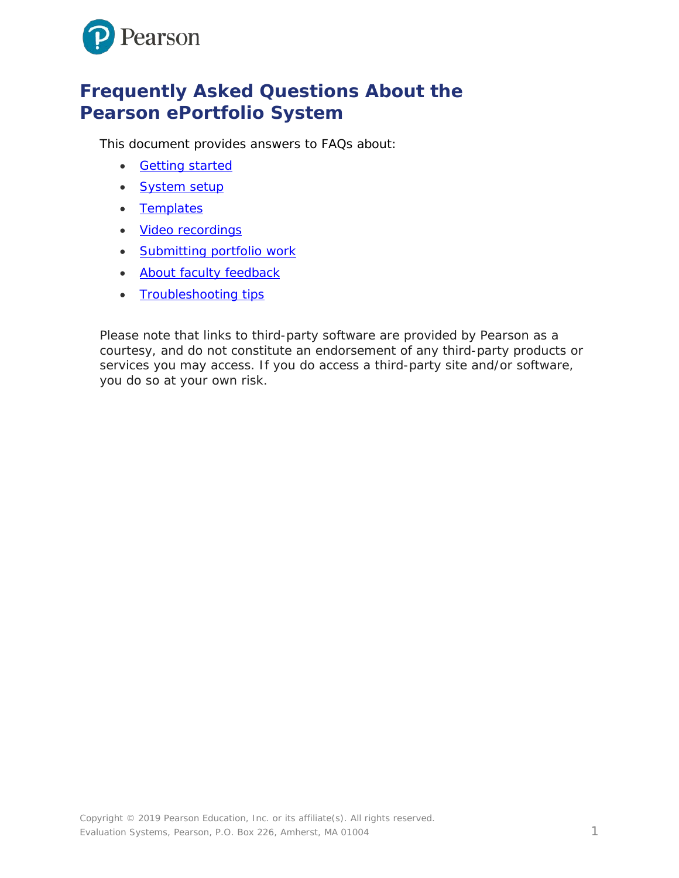# Frequently Asked Questions About the Pearson ePortfolio System

This document provides answers to FAQs about:

- Getting started
- System setup
- Templates
- Video recordings
- Submitting portfolio work
- About faculty feedback
- Troubleshooting tips

Please note that links to third-party software are provided by Pearson as a courtesy, and do not constitute an endorsement of any third-party products or services you may access. If you do access a third-party site and/or software, you do so at your own risk.

Copyright © 2019 Pearson Education, Inc. or its affiliate(s). All rights reserved.
Evaluation Systems, Pearson, P.O. Box 226, Amherst, MA 01004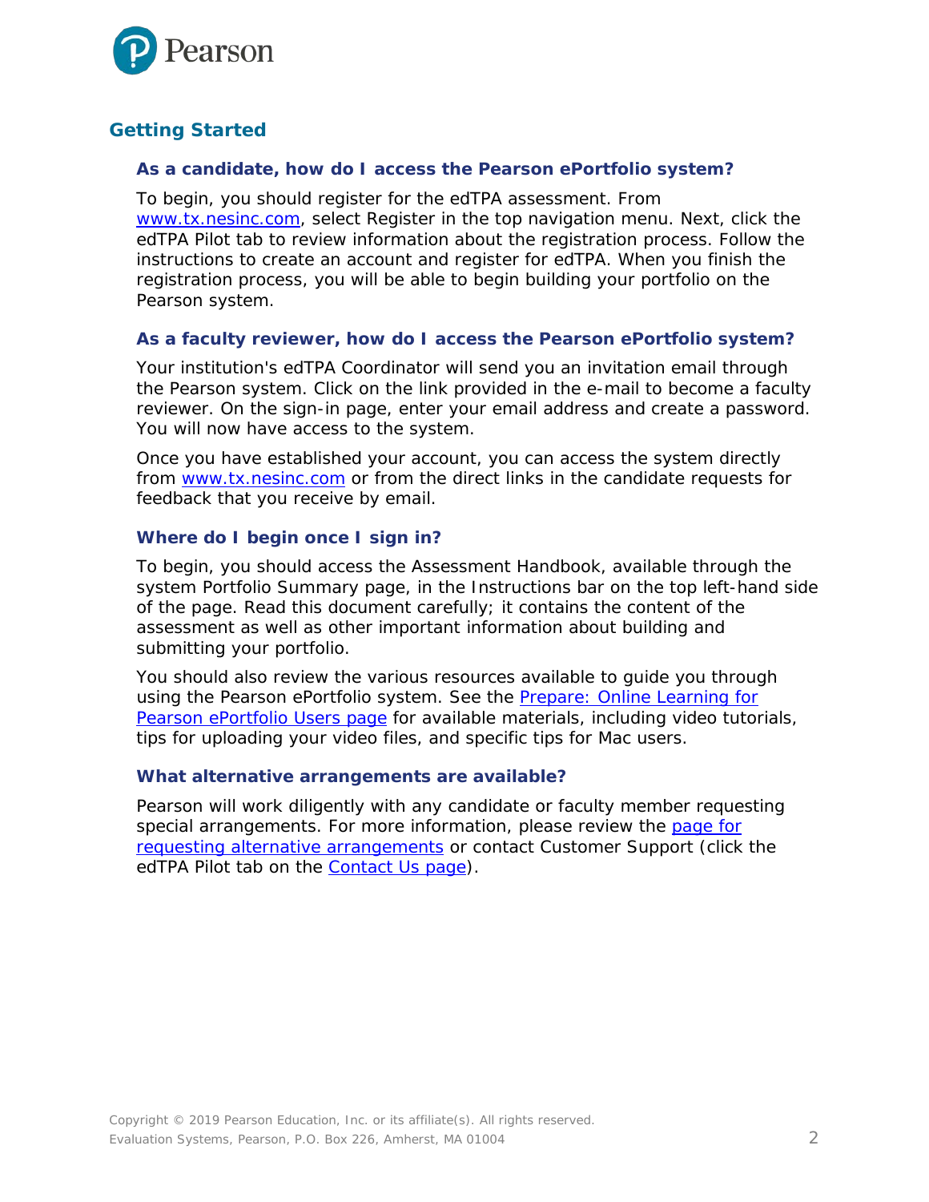## Getting Started

### As a candidate, how do I access the Pearson ePortfolio system?

To begin, you should register for the edTPA assessment. From www.tx.nesinc.com, select Register in the top navigation menu. Next, click the edTPA Pilot tab to review information about the registration process. Follow the instructions to create an account and register for edTPA. When you finish the registration process, you will be able to begin building your portfolio on the Pearson system.

### As a faculty reviewer, how do I access the Pearson ePortfolio system?

Your institution's edTPA Coordinator will send you an invitation email through the Pearson system. Click on the link provided in the e-mail to become a faculty reviewer. On the sign-in page, enter your email address and create a password. You will now have access to the system.

Once you have established your account, you can access the system directly from www.tx.nesinc.com or from the direct links in the candidate requests for feedback that you receive by email.

### Where do I begin once I sign in?

To begin, you should access the Assessment Handbook, available through the system Portfolio Summary page, in the Instructions bar on the top left-hand side of the page. Read this document carefully; it contains the content of the assessment as well as other important information about building and submitting your portfolio.

You should also review the various resources available to guide you through using the Pearson ePortfolio system. See the Prepare: Online Learning for Pearson ePortfolio Users page for available materials, including video tutorials, tips for uploading your video files, and specific tips for Mac users.

### What alternative arrangements are available?

Pearson will work diligently with any candidate or faculty member requesting special arrangements. For more information, please review the page for requesting alternative arrangements or contact Customer Support (click the edTPA Pilot tab on the Contact Us page).

Copyright © 2019 Pearson Education, Inc. or its affiliate(s). All rights reserved.
Evaluation Systems, Pearson, P.O. Box 226, Amherst, MA 01004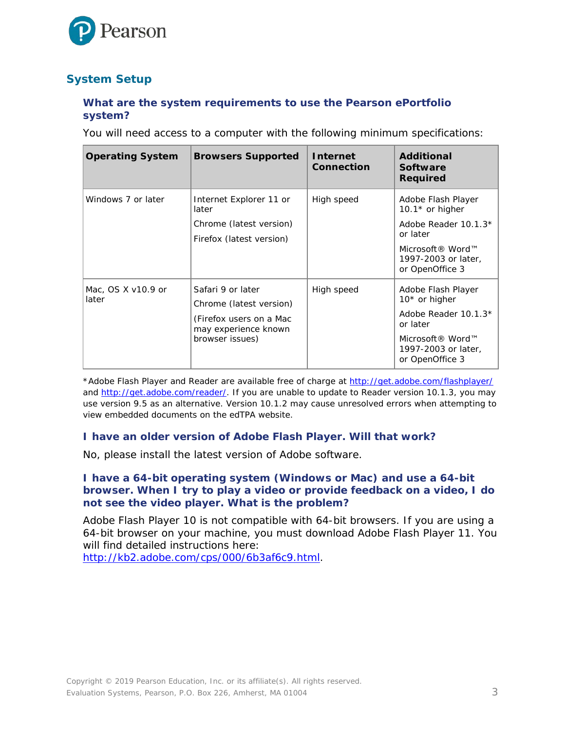## System Setup

### What are the system requirements to use the Pearson ePortfolio system?

You will need access to a computer with the following minimum specifications:

| Operating System | Browsers Supported | Internet Connection | Additional Software Required |
|---|---|---|---|
| Windows 7 or later | Internet Explorer 11 or later<br>Chrome (latest version)<br>Firefox (latest version) | High speed | Adobe Flash Player 10.1* or higher<br>Adobe Reader 10.1.3* or later<br>Microsoft® Word™ 1997-2003 or later, or OpenOffice 3 |
| Mac, OS X v10.9 or later | Safari 9 or later<br>Chrome (latest version)<br>(Firefox users on a Mac may experience known browser issues) | High speed | Adobe Flash Player 10* or higher<br>Adobe Reader 10.1.3* or later<br>Microsoft® Word™ 1997-2003 or later, or OpenOffice 3 |

*Adobe Flash Player and Reader are available free of charge at http://get.adobe.com/flashplayer/ and http://get.adobe.com/reader/. If you are unable to update to Reader version 10.1.3, you may use version 9.5 as an alternative. Version 10.1.2 may cause unresolved errors when attempting to view embedded documents on the edTPA website.

### I have an older version of Adobe Flash Player. Will that work?

No, please install the latest version of Adobe software.

### I have a 64-bit operating system (Windows or Mac) and use a 64-bit browser. When I try to play a video or provide feedback on a video, I do not see the video player. What is the problem?

Adobe Flash Player 10 is not compatible with 64-bit browsers. If you are using a 64-bit browser on your machine, you must download Adobe Flash Player 11. You will find detailed instructions here: http://kb2.adobe.com/cps/000/6b3af6c9.html.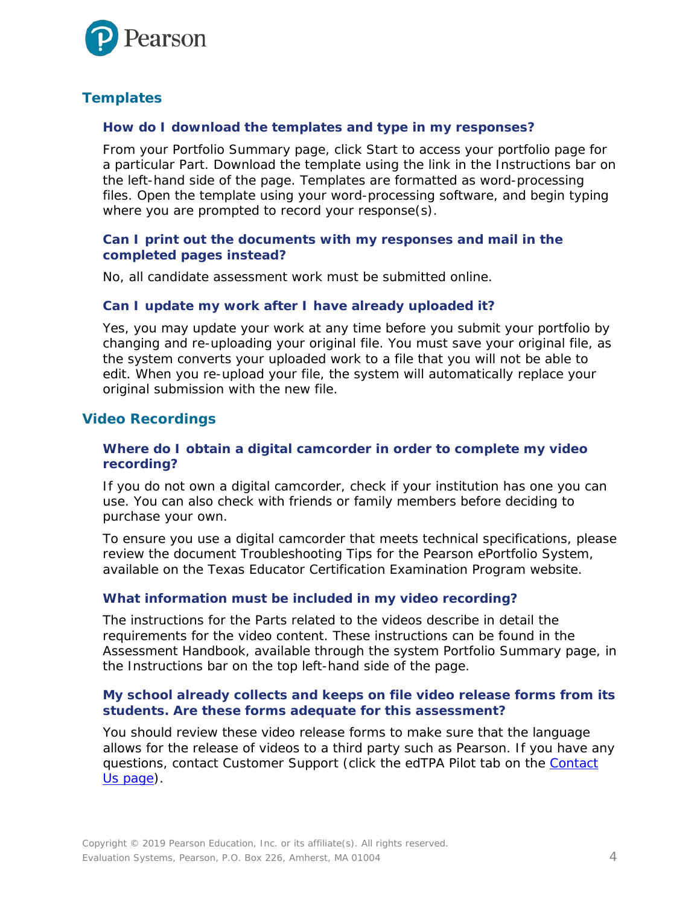## Templates

### How do I download the templates and type in my responses?

From your Portfolio Summary page, click Start to access your portfolio page for a particular Part. Download the template using the link in the Instructions bar on the left-hand side of the page. Templates are formatted as word-processing files. Open the template using your word-processing software, and begin typing where you are prompted to record your response(s).

### Can I print out the documents with my responses and mail in the completed pages instead?

No, all candidate assessment work must be submitted online.

### Can I update my work after I have already uploaded it?

Yes, you may update your work at any time before you submit your portfolio by changing and re-uploading your original file. You must save your original file, as the system converts your uploaded work to a file that you will not be able to edit. When you re-upload your file, the system will automatically replace your original submission with the new file.

## Video Recordings

### Where do I obtain a digital camcorder in order to complete my video recording?

If you do not own a digital camcorder, check if your institution has one you can use. You can also check with friends or family members before deciding to purchase your own.

To ensure you use a digital camcorder that meets technical specifications, please review the document Troubleshooting Tips for the Pearson ePortfolio System, available on the Texas Educator Certification Examination Program website.

### What information must be included in my video recording?

The instructions for the Parts related to the videos describe in detail the requirements for the video content. These instructions can be found in the Assessment Handbook, available through the system Portfolio Summary page, in the Instructions bar on the top left-hand side of the page.

### My school already collects and keeps on file video release forms from its students. Are these forms adequate for this assessment?

You should review these video release forms to make sure that the language allows for the release of videos to a third party such as Pearson. If you have any questions, contact Customer Support (click the edTPA Pilot tab on the Contact Us page).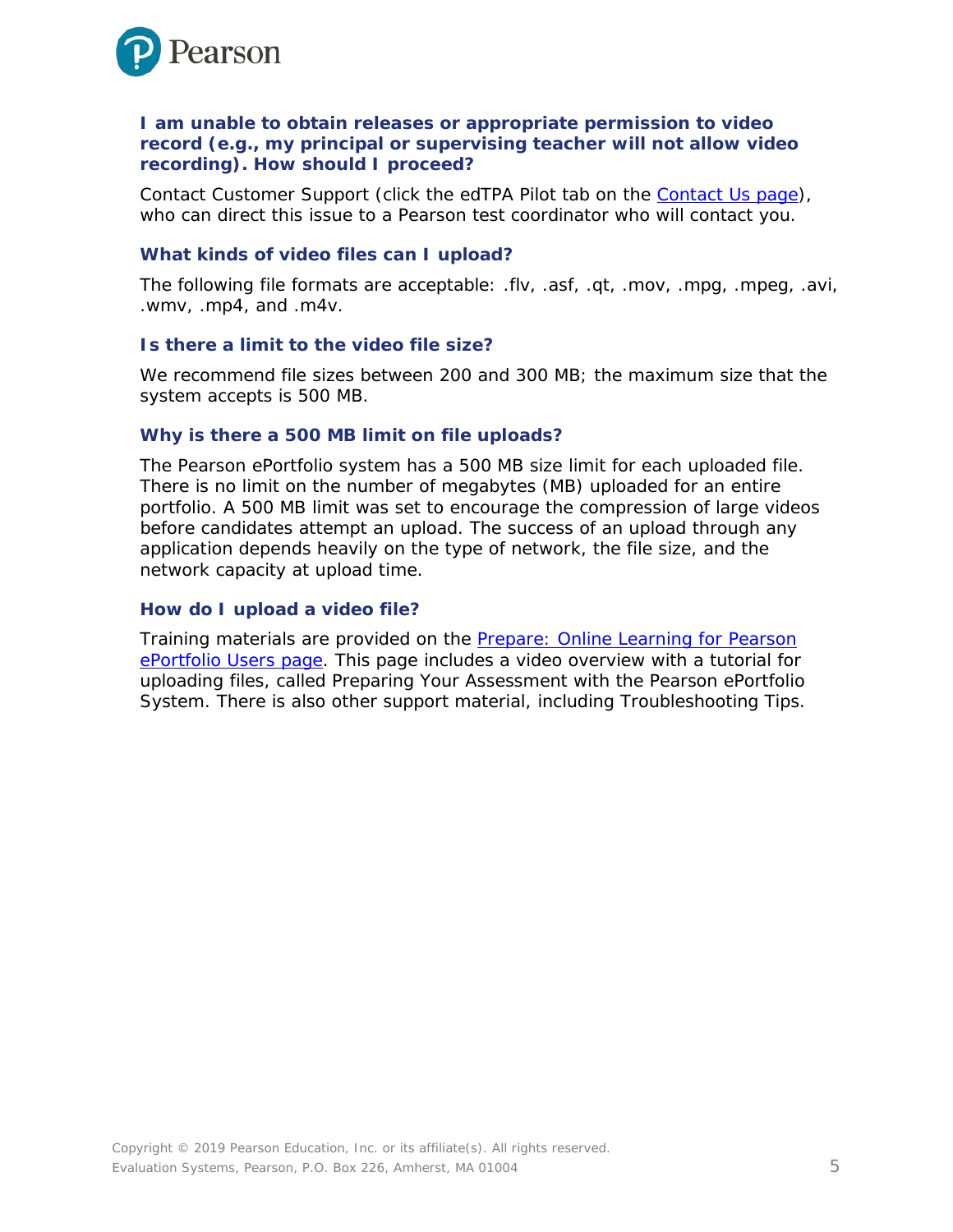### I am unable to obtain releases or appropriate permission to video record (e.g., my principal or supervising teacher will not allow video recording). How should I proceed?

Contact Customer Support (click the edTPA Pilot tab on the Contact Us page), who can direct this issue to a Pearson test coordinator who will contact you.

### What kinds of video files can I upload?

The following file formats are acceptable: .flv, .asf, .qt, .mov, .mpg, .mpeg, .avi, .wmv, .mp4, and .m4v.

### Is there a limit to the video file size?

We recommend file sizes between 200 and 300 MB; the maximum size that the system accepts is 500 MB.

### Why is there a 500 MB limit on file uploads?

The Pearson ePortfolio system has a 500 MB size limit for each uploaded file. There is no limit on the number of megabytes (MB) uploaded for an entire portfolio. A 500 MB limit was set to encourage the compression of large videos before candidates attempt an upload. The success of an upload through any application depends heavily on the type of network, the file size, and the network capacity at upload time.

### How do I upload a video file?

Training materials are provided on the Prepare: Online Learning for Pearson ePortfolio Users page. This page includes a video overview with a tutorial for uploading files, called Preparing Your Assessment with the Pearson ePortfolio System. There is also other support material, including Troubleshooting Tips.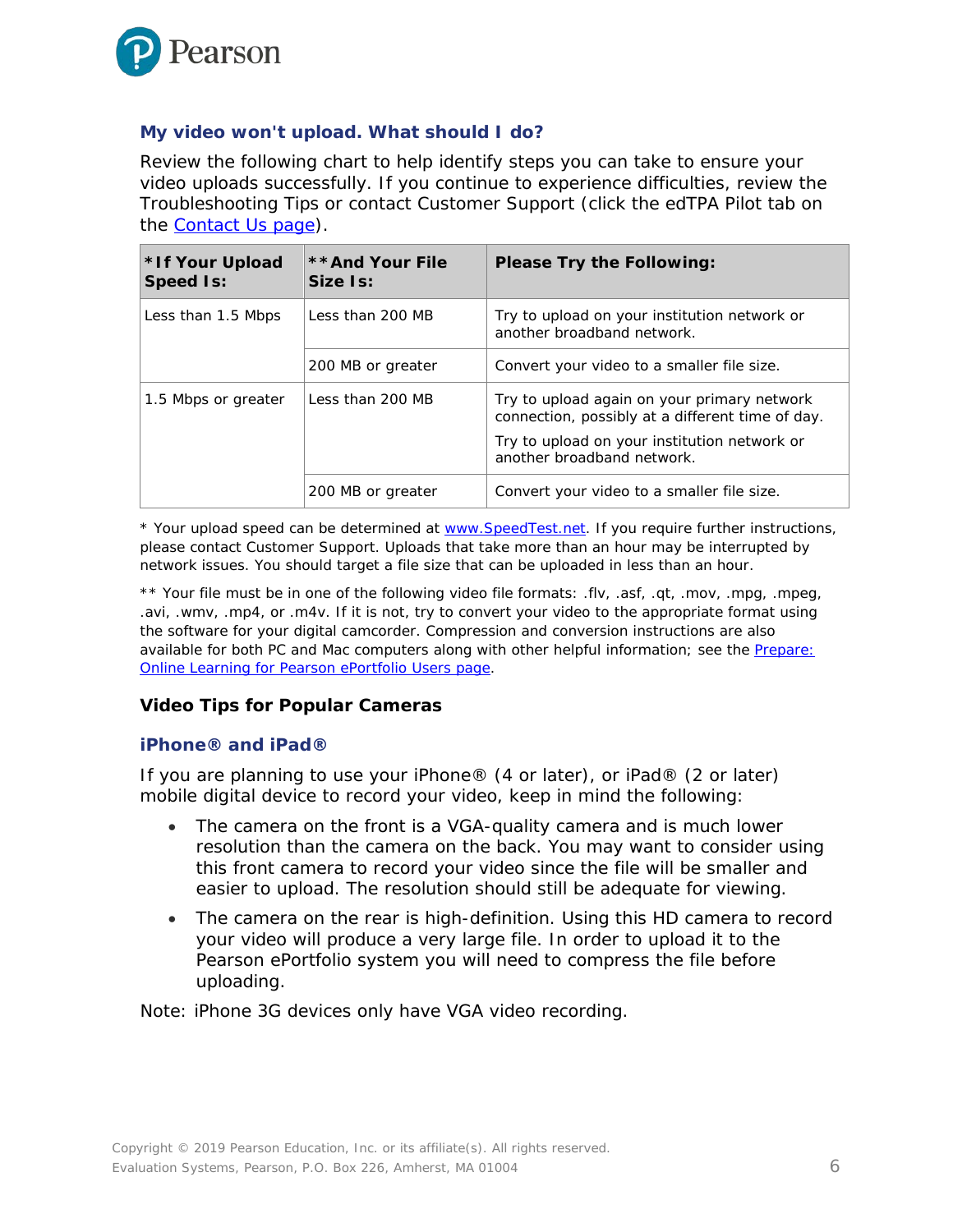### My video won't upload. What should I do?

Review the following chart to help identify steps you can take to ensure your video uploads successfully. If you continue to experience difficulties, review the Troubleshooting Tips or contact Customer Support (click the edTPA Pilot tab on the [Contact Us page](#)).

| *If Your Upload Speed Is: | **And Your File Size Is: | Please Try the Following: |
|---|---|---|
| Less than 1.5 Mbps | Less than 200 MB | Try to upload on your institution network or another broadband network. |
| | 200 MB or greater | Convert your video to a smaller file size. |
| 1.5 Mbps or greater | Less than 200 MB | Try to upload again on your primary network connection, possibly at a different time of day.<br><br>Try to upload on your institution network or another broadband network. |
| | 200 MB or greater | Convert your video to a smaller file size. |

* Your upload speed can be determined at [www.SpeedTest.net](http://www.SpeedTest.net). If you require further instructions, please contact Customer Support. Uploads that take more than an hour may be interrupted by network issues. You should target a file size that can be uploaded in less than an hour.

** Your file must be in one of the following video file formats: .flv, .asf, .qt, .mov, .mpg, .mpeg, .avi, .wmv, .mp4, or .m4v. If it is not, try to convert your video to the appropriate format using the software for your digital camcorder. Compression and conversion instructions are also available for both PC and Mac computers along with other helpful information; see the [Prepare: Online Learning for Pearson ePortfolio Users page](#).

## Video Tips for Popular Cameras

### iPhone® and iPad®

If you are planning to use your iPhone® (4 or later), or iPad® (2 or later) mobile digital device to record your video, keep in mind the following:

- The camera on the front is a VGA-quality camera and is much lower resolution than the camera on the back. You may want to consider using this front camera to record your video since the file will be smaller and easier to upload. The resolution should still be adequate for viewing.
- The camera on the rear is high-definition. Using this HD camera to record your video will produce a very large file. In order to upload it to the Pearson ePortfolio system you will need to compress the file before uploading.

Note: iPhone 3G devices only have VGA video recording.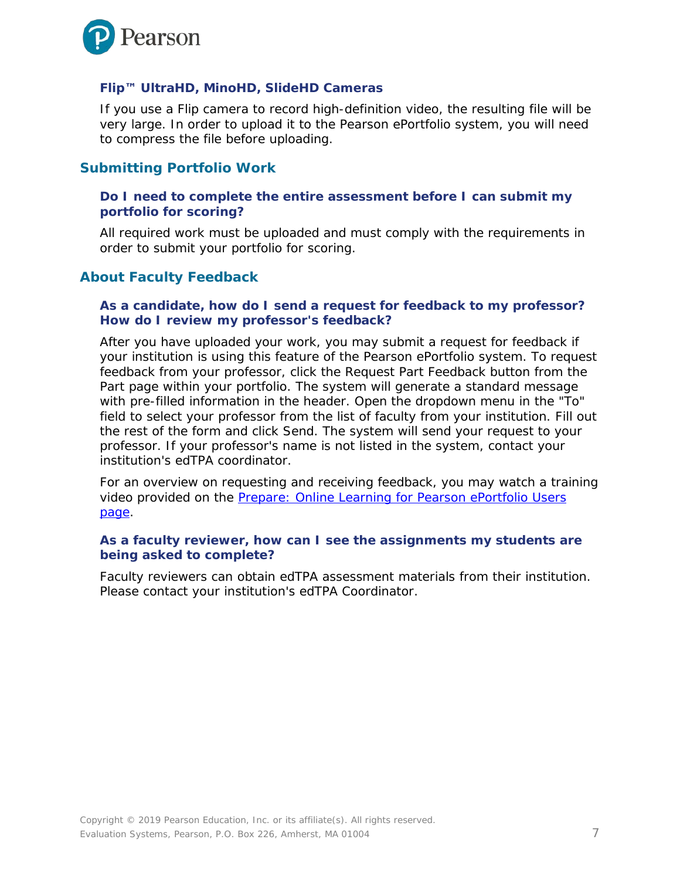### Flip™ UltraHD, MinoHD, SlideHD Cameras

If you use a Flip camera to record high-definition video, the resulting file will be very large. In order to upload it to the Pearson ePortfolio system, you will need to compress the file before uploading.

## Submitting Portfolio Work

### Do I need to complete the entire assessment before I can submit my portfolio for scoring?

All required work must be uploaded and must comply with the requirements in order to submit your portfolio for scoring.

## About Faculty Feedback

### As a candidate, how do I send a request for feedback to my professor? How do I review my professor's feedback?

After you have uploaded your work, you may submit a request for feedback if your institution is using this feature of the Pearson ePortfolio system. To request feedback from your professor, click the Request Part Feedback button from the Part page within your portfolio. The system will generate a standard message with pre-filled information in the header. Open the dropdown menu in the "To" field to select your professor from the list of faculty from your institution. Fill out the rest of the form and click Send. The system will send your request to your professor. If your professor's name is not listed in the system, contact your institution's edTPA coordinator.

For an overview on requesting and receiving feedback, you may watch a training video provided on the Prepare: Online Learning for Pearson ePortfolio Users page.

### As a faculty reviewer, how can I see the assignments my students are being asked to complete?

Faculty reviewers can obtain edTPA assessment materials from their institution. Please contact your institution's edTPA Coordinator.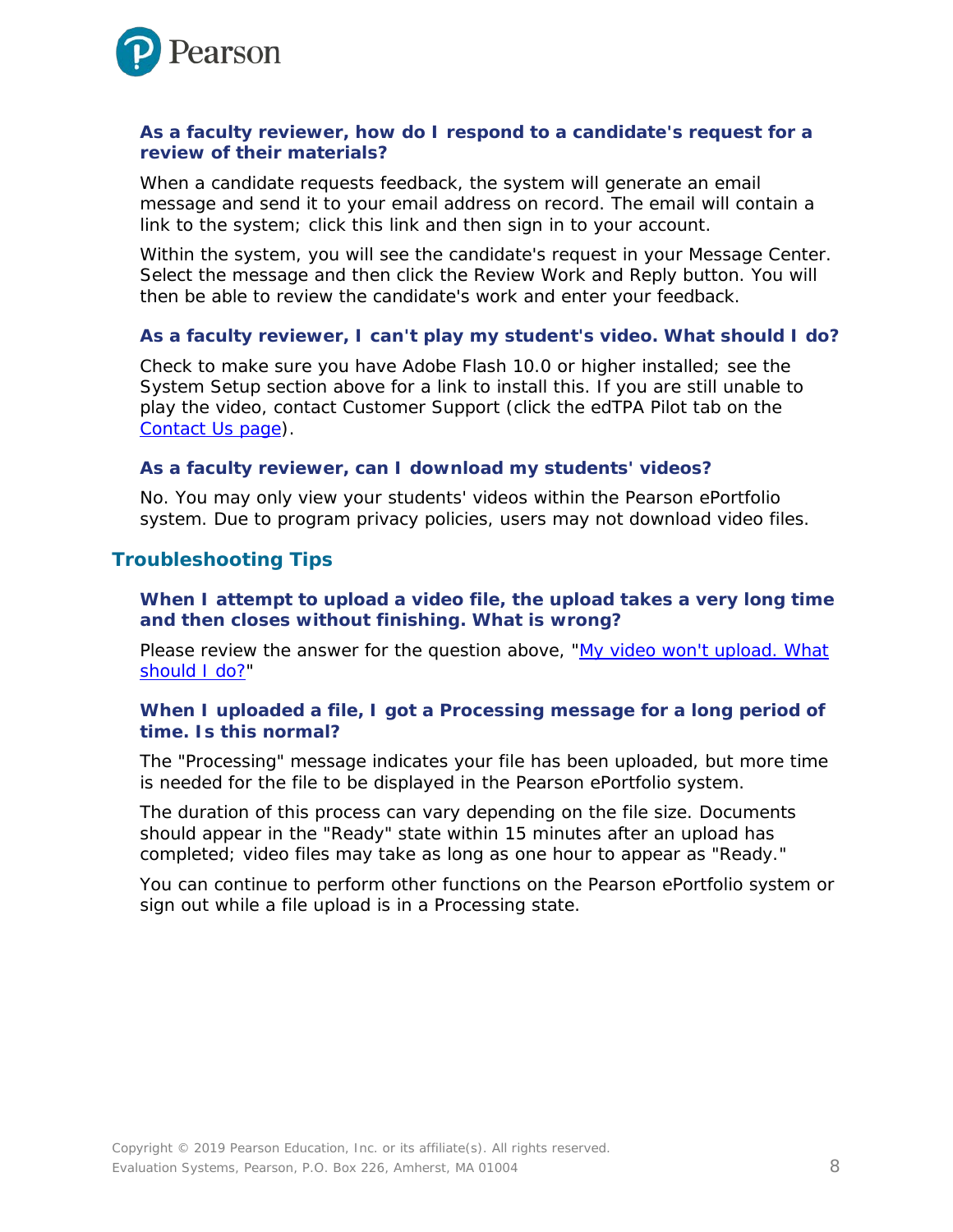### As a faculty reviewer, how do I respond to a candidate's request for a review of their materials?

When a candidate requests feedback, the system will generate an email message and send it to your email address on record. The email will contain a link to the system; click this link and then sign in to your account.

Within the system, you will see the candidate's request in your Message Center. Select the message and then click the Review Work and Reply button. You will then be able to review the candidate's work and enter your feedback.

### As a faculty reviewer, I can't play my student's video. What should I do?

Check to make sure you have Adobe Flash 10.0 or higher installed; see the System Setup section above for a link to install this. If you are still unable to play the video, contact Customer Support (click the edTPA Pilot tab on the Contact Us page).

### As a faculty reviewer, can I download my students' videos?

No. You may only view your students' videos within the Pearson ePortfolio system. Due to program privacy policies, users may not download video files.

## Troubleshooting Tips

### When I attempt to upload a video file, the upload takes a very long time and then closes without finishing. What is wrong?

Please review the answer for the question above, "My video won't upload. What should I do?"

### When I uploaded a file, I got a Processing message for a long period of time. Is this normal?

The "Processing" message indicates your file has been uploaded, but more time is needed for the file to be displayed in the Pearson ePortfolio system.

The duration of this process can vary depending on the file size. Documents should appear in the "Ready" state within 15 minutes after an upload has completed; video files may take as long as one hour to appear as "Ready."

You can continue to perform other functions on the Pearson ePortfolio system or sign out while a file upload is in a Processing state.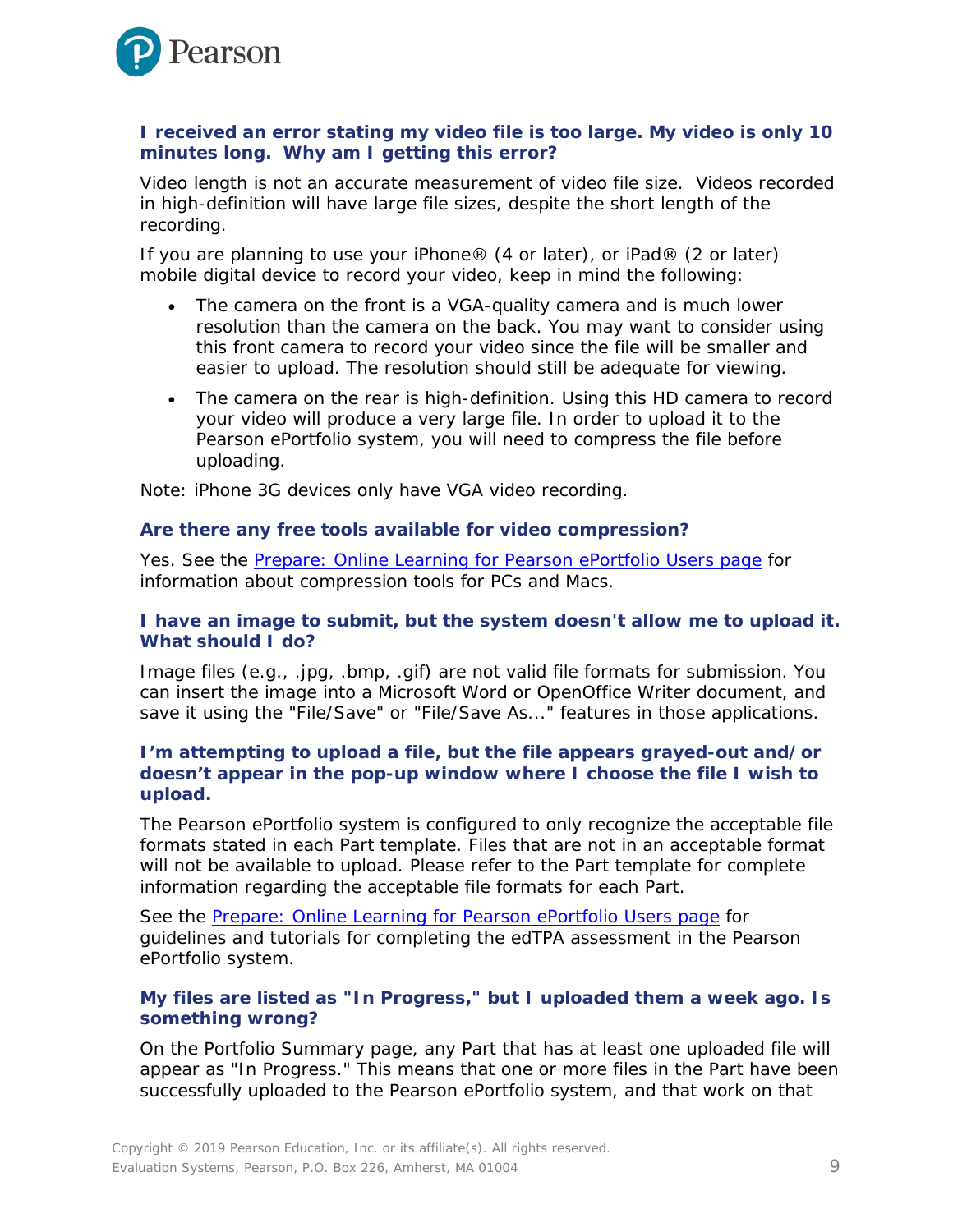### I received an error stating my video file is too large. My video is only 10 minutes long. Why am I getting this error?

Video length is not an accurate measurement of video file size. Videos recorded in high-definition will have large file sizes, despite the short length of the recording.

If you are planning to use your iPhone® (4 or later), or iPad® (2 or later) mobile digital device to record your video, keep in mind the following:

- The camera on the front is a VGA-quality camera and is much lower resolution than the camera on the back. You may want to consider using this front camera to record your video since the file will be smaller and easier to upload. The resolution should still be adequate for viewing.
- The camera on the rear is high-definition. Using this HD camera to record your video will produce a very large file. In order to upload it to the Pearson ePortfolio system, you will need to compress the file before uploading.

Note: iPhone 3G devices only have VGA video recording.

### Are there any free tools available for video compression?

Yes. See the [Prepare: Online Learning for Pearson ePortfolio Users page] for information about compression tools for PCs and Macs.

### I have an image to submit, but the system doesn't allow me to upload it. What should I do?

Image files (e.g., .jpg, .bmp, .gif) are not valid file formats for submission. You can insert the image into a Microsoft Word or OpenOffice Writer document, and save it using the "File/Save" or "File/Save As..." features in those applications.

### I'm attempting to upload a file, but the file appears grayed-out and/or doesn't appear in the pop-up window where I choose the file I wish to upload.

The Pearson ePortfolio system is configured to only recognize the acceptable file formats stated in each Part template. Files that are not in an acceptable format will not be available to upload. Please refer to the Part template for complete information regarding the acceptable file formats for each Part.

See the [Prepare: Online Learning for Pearson ePortfolio Users page] for guidelines and tutorials for completing the edTPA assessment in the Pearson ePortfolio system.

### My files are listed as "In Progress," but I uploaded them a week ago. Is something wrong?

On the Portfolio Summary page, any Part that has at least one uploaded file will appear as "In Progress." This means that one or more files in the Part have been successfully uploaded to the Pearson ePortfolio system, and that work on that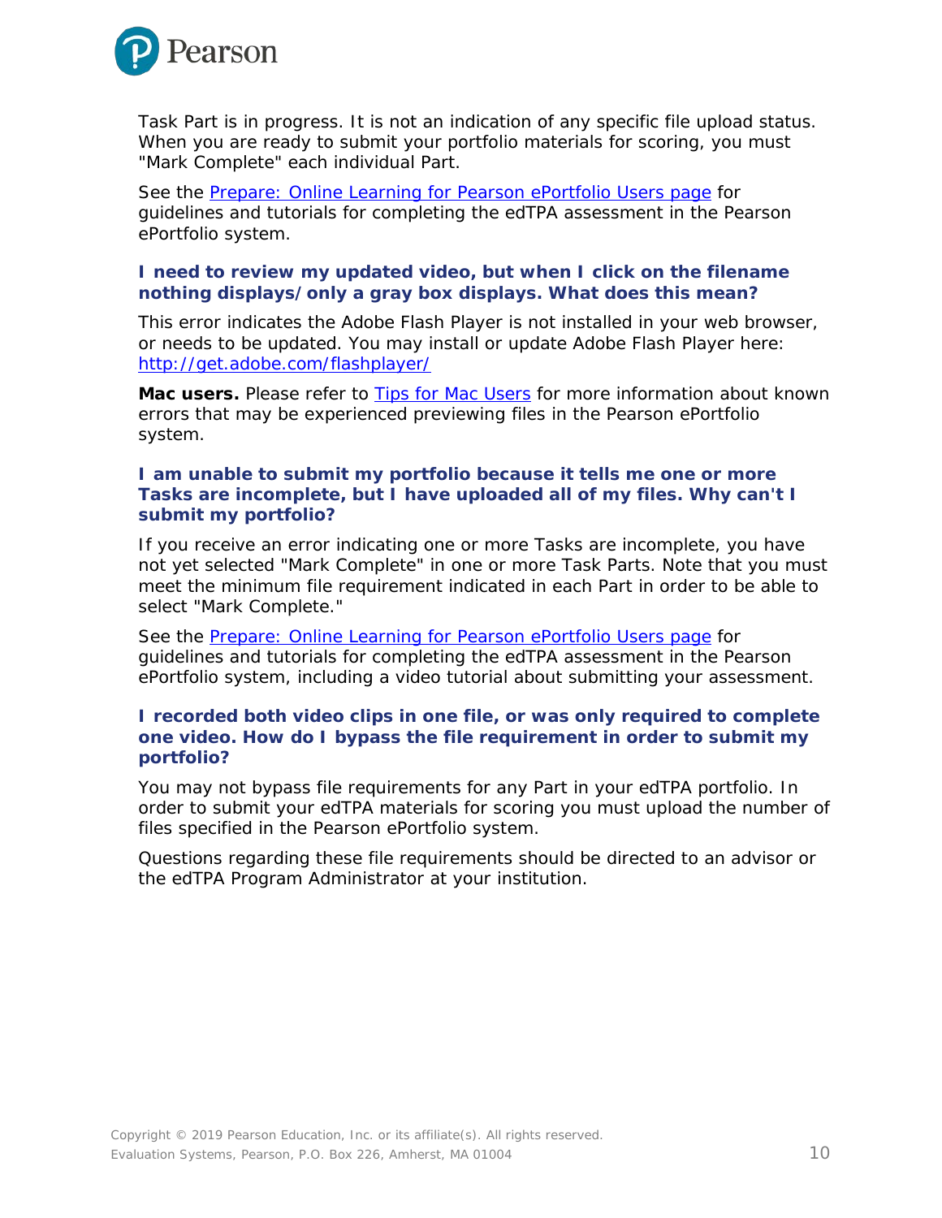Task Part is in progress. It is not an indication of any specific file upload status. When you are ready to submit your portfolio materials for scoring, you must "Mark Complete" each individual Part.

See the [Prepare: Online Learning for Pearson ePortfolio Users page]() for guidelines and tutorials for completing the edTPA assessment in the Pearson ePortfolio system.

### I need to review my updated video, but when I click on the filename nothing displays/only a gray box displays. What does this mean?

This error indicates the Adobe Flash Player is not installed in your web browser, or needs to be updated. You may install or update Adobe Flash Player here: [http://get.adobe.com/flashplayer/](http://get.adobe.com/flashplayer/)

**Mac users.** Please refer to [Tips for Mac Users]() for more information about known errors that may be experienced previewing files in the Pearson ePortfolio system.

### I am unable to submit my portfolio because it tells me one or more Tasks are incomplete, but I have uploaded all of my files. Why can't I submit my portfolio?

If you receive an error indicating one or more Tasks are incomplete, you have not yet selected "Mark Complete" in one or more Task Parts. Note that you must meet the minimum file requirement indicated in each Part in order to be able to select "Mark Complete."

See the [Prepare: Online Learning for Pearson ePortfolio Users page]() for guidelines and tutorials for completing the edTPA assessment in the Pearson ePortfolio system, including a video tutorial about submitting your assessment.

### I recorded both video clips in one file, or was only required to complete one video. How do I bypass the file requirement in order to submit my portfolio?

You may not bypass file requirements for any Part in your edTPA portfolio. In order to submit your edTPA materials for scoring you must upload the number of files specified in the Pearson ePortfolio system.

Questions regarding these file requirements should be directed to an advisor or the edTPA Program Administrator at your institution.